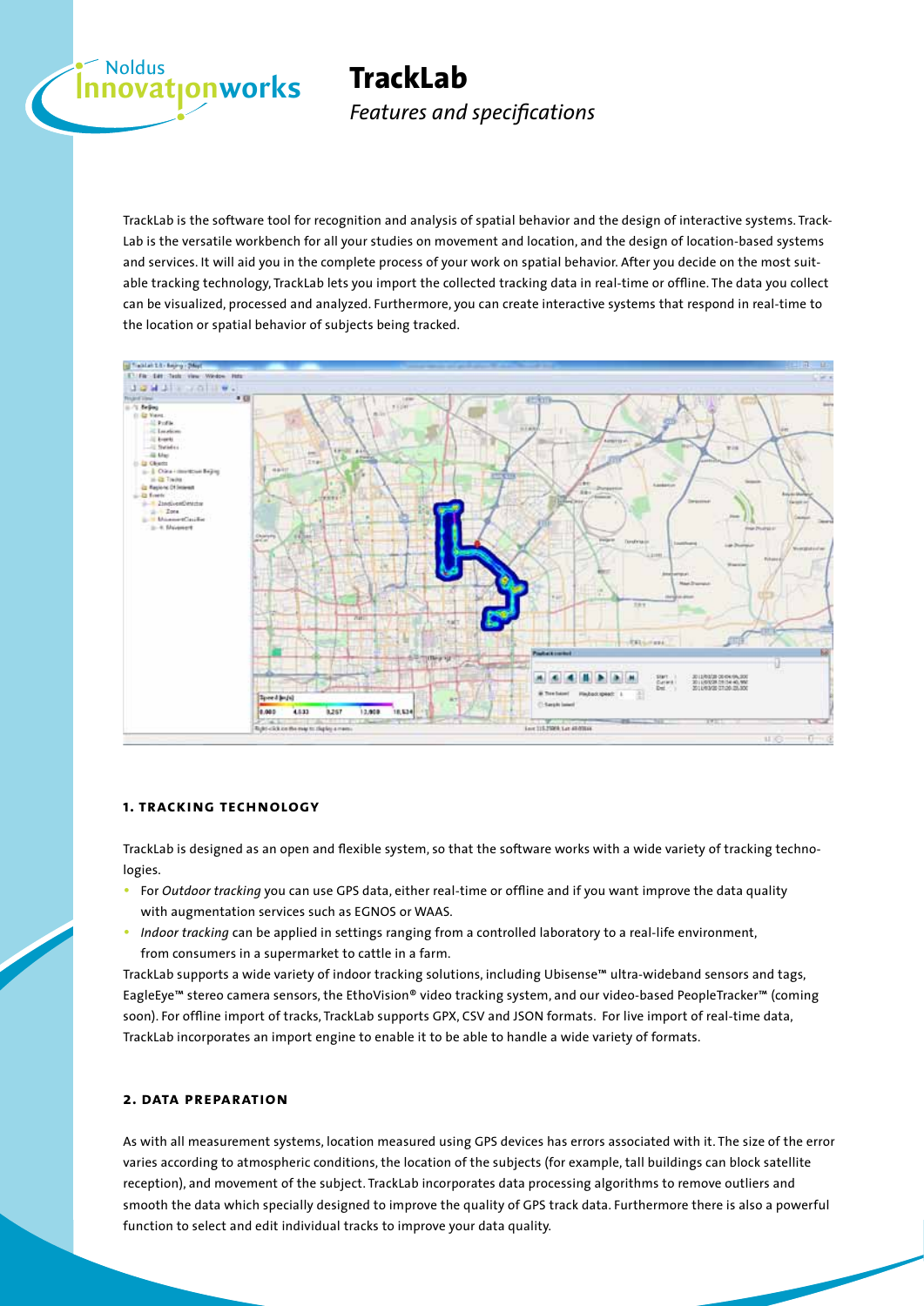# TrackLab

*Features and specifications*

TrackLab is the software tool for recognition and analysis of spatial behavior and the design of interactive systems. TrackLab is the versatile workbench for all your studies on movement and location, and the design of location-based systems and services. It will aid you in the complete process of your work on spatial behavior. After you decide on the most suitable tracking technology, TrackLab lets you import the collected tracking data in real-time or offline. The data you collect can be visualized, processed and analyzed. Furthermore, you can create interactive systems that respond in real-time to the location or spatial behavior of subjects being tracked.

## 1. TRACKING TECHNOLOGY

TrackLab is designed as an open and flexible system, so that the software works with a wide variety of tracking technologies.

- For *Outdoor tracking* you can use GPS data, either real-time or offline and if you want improve the data quality with augmentation services such as EGNOS or WAAS.
- *Indoor tracking* can be applied in settings ranging from a controlled laboratory to a real-life environment, from consumers in a supermarket to cattle in a farm.

TrackLab supports a wide variety of indoor tracking solutions, including Ubisense™ ultra-wideband sensors and tags, EagleEye™ stereo camera sensors, the EthoVision® video tracking system, and our video-based PeopleTracker™ (coming soon). For offline import of tracks, TrackLab supports GPX, CSV and JSON formats. For live import of real-time data, TrackLab incorporates an import engine to enable it to be able to handle a wide variety of formats.

## 2. DATA PREPARATION

As with all measurement systems, location measured using GPS devices has errors associated with it. The size of the error varies according to atmospheric conditions, the location of the subjects (for example, tall buildings can block satellite reception), and movement of the subject. TrackLab incorporates data processing algorithms to remove outliers and smooth the data which specially designed to improve the quality of GPS track data. Furthermore there is also a powerful function to select and edit individual tracks to improve your data quality.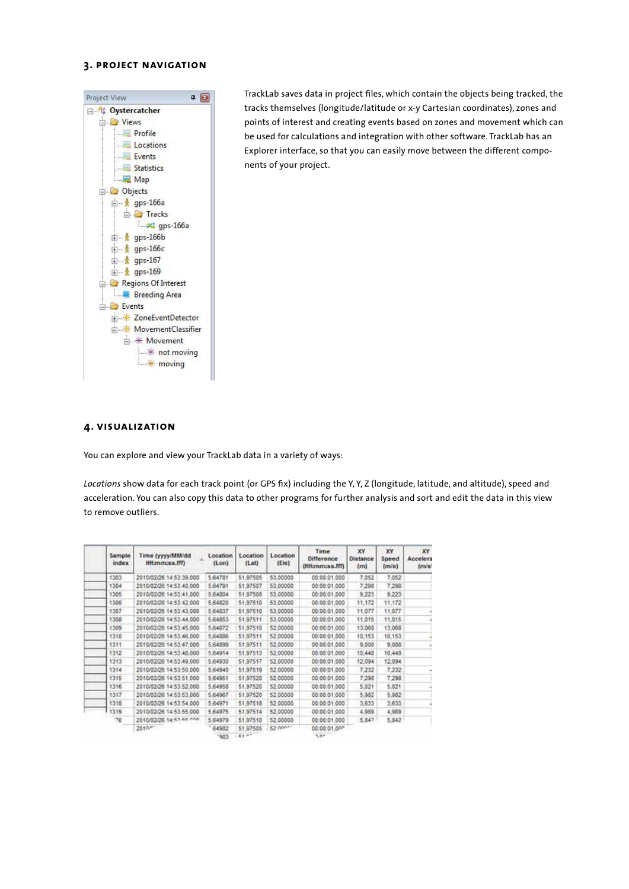## 3. PROJECT NAVIGATION

- Project View
  - Oystercatcher
    - Views
      - Profile
      - Locations
      - Events
      - Statistics
      - Map
    - Objects
      - gps-166a
        - Tracks
          - gps-166a
      - gps-166b
      - gps-166c
      - gps-167
      - gps-169
    - Regions Of Interest
      - Breeding Area
    - Events
      - ZoneEventDetector
      - MovementClassifier
        - Movement
          - not moving
          - moving

TrackLab saves data in project files, which contain the objects being tracked, the tracks themselves (longitude/latitude or x-y Cartesian coordinates), zones and points of interest and creating events based on zones and movement which can be used for calculations and integration with other software. TrackLab has an Explorer interface, so that you can easily move between the different components of your project.

## 4. VISUALIZATION

You can explore and view your TrackLab data in a variety of ways:

*Locations* show data for each track point (or GPS fix) including the Y, Y, Z (longitude, latitude, and altitude), speed and acceleration. You can also copy this data to other programs for further analysis and sort and edit the data in this view to remove outliers.

| Sample index | Time (yyyy/MM/dd HH:mm:ss.fff) | Location (Lon) | Location (Lat) | Location (Ele) | Time Difference (HH:mm:ss.fff) | XY Distance (m) | XY Speed (m/s) | XY Accelera (m/s |
|---|---|---|---|---|---|---|---|---|
| 1303 | 2010/02/26 14:53:39,000 | 5,64781 | 51,97505 | 53,00000 | 00:00:01,000 | 7,052 | 7,052 | |
| 1304 | 2010/02/26 14:53:40,000 | 5,64791 | 51,97507 | 53,00000 | 00:00:01,000 | 7,298 | 7,298 | |
| 1305 | 2010/02/26 14:53:41,000 | 5,64804 | 51,97508 | 53,00000 | 00:00:01,000 | 9,223 | 9,223 | |
| 1306 | 2010/02/26 14:53:42,000 | 5,64820 | 51,97510 | 53,00000 | 00:00:01,000 | 11,172 | 11,172 | |
| 1307 | 2010/02/26 14:53:43,000 | 5,64837 | 51,97510 | 53,00000 | 00:00:01,000 | 11,077 | 11,077 | |
| 1308 | 2010/02/26 14:53:44,000 | 5,64853 | 51,97511 | 53,00000 | 00:00:01,000 | 11,015 | 11,015 | |
| 1309 | 2010/02/26 14:53:45,000 | 5,64872 | 51,97510 | 52,00000 | 00:00:01,000 | 13,068 | 13,068 | |
| 1310 | 2010/02/26 14:53:46,000 | 5,64888 | 51,97511 | 52,00000 | 00:00:01,000 | 10,153 | 10,153 | |
| 1311 | 2010/02/26 14:53:47,000 | 5,64899 | 51,97511 | 52,00000 | 00:00:01,000 | 9,008 | 9,008 | |
| 1312 | 2010/02/26 14:53:48,000 | 5,64914 | 51,97513 | 52,00000 | 00:00:01,000 | 10,448 | 10,448 | |
| 1313 | 2010/02/26 14:53:49,000 | 5,64930 | 51,97517 | 52,00000 | 00:00:01,000 | 12,094 | 12,094 | |
| 1314 | 2010/02/26 14:53:50,000 | 5,64940 | 51,97519 | 52,00000 | 00:00:01,000 | 7,232 | 7,232 | |
| 1315 | 2010/02/26 14:53:51,000 | 5,64951 | 51,97520 | 52,00000 | 00:00:01,000 | 7,298 | 7,298 | |
| 1316 | 2010/02/26 14:53:52,000 | 5,64958 | 51,97520 | 52,00000 | 00:00:01,000 | 5,021 | 5,021 | |
| 1317 | 2010/02/26 14:53:53,000 | 5,64967 | 51,97520 | 52,00000 | 00:00:01,000 | 5,982 | 5,982 | |
| 1318 | 2010/02/26 14:53:54,000 | 5,64971 | 51,97518 | 52,00000 | 00:00:01,000 | 3,633 | 3,633 | |
| 1319 | 2010/02/26 14:53:55,000 | 5,64975 | 51,97514 | 52,00000 | 00:00:01,000 | 4,989 | 4,989 | |
| 1320 | 2010/02/26 14:53:56,000 | 5,64979 | 51,97510 | 52,00000 | 00:00:01,000 | 5,842 | 5,842 | |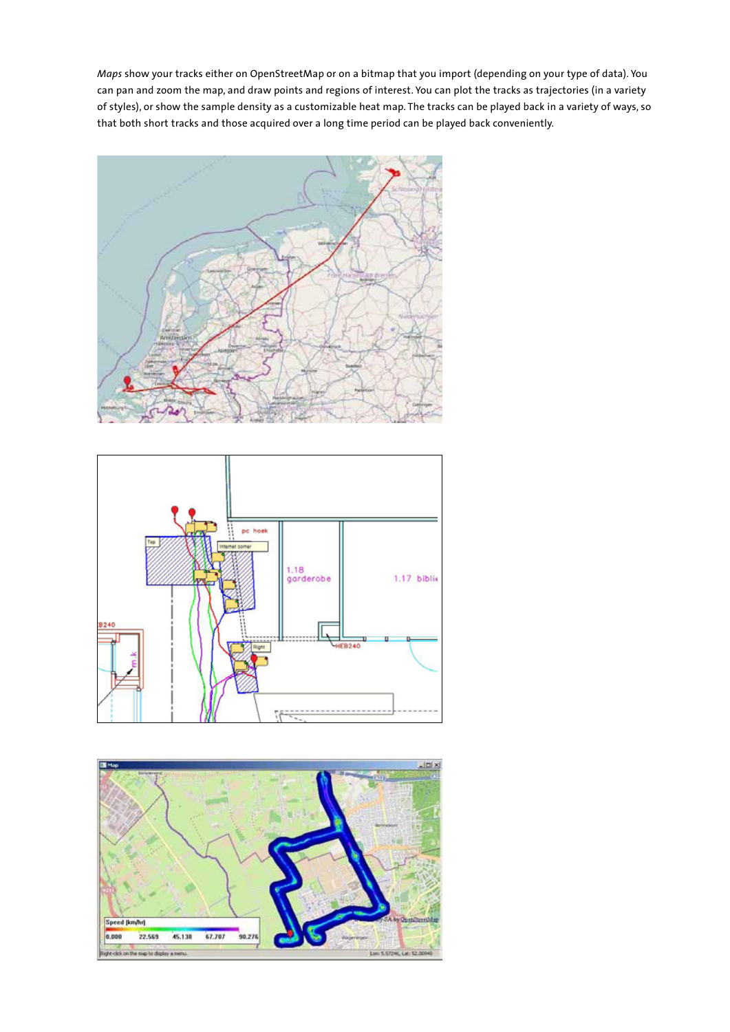*Maps* show your tracks either on OpenStreetMap or on a bitmap that you import (depending on your type of data). You can pan and zoom the map, and draw points and regions of interest. You can plot the tracks as trajectories (in a variety of styles), or show the sample density as a customizable heat map. The tracks can be played back in a variety of ways, so that both short tracks and those acquired over a long time period can be played back conveniently.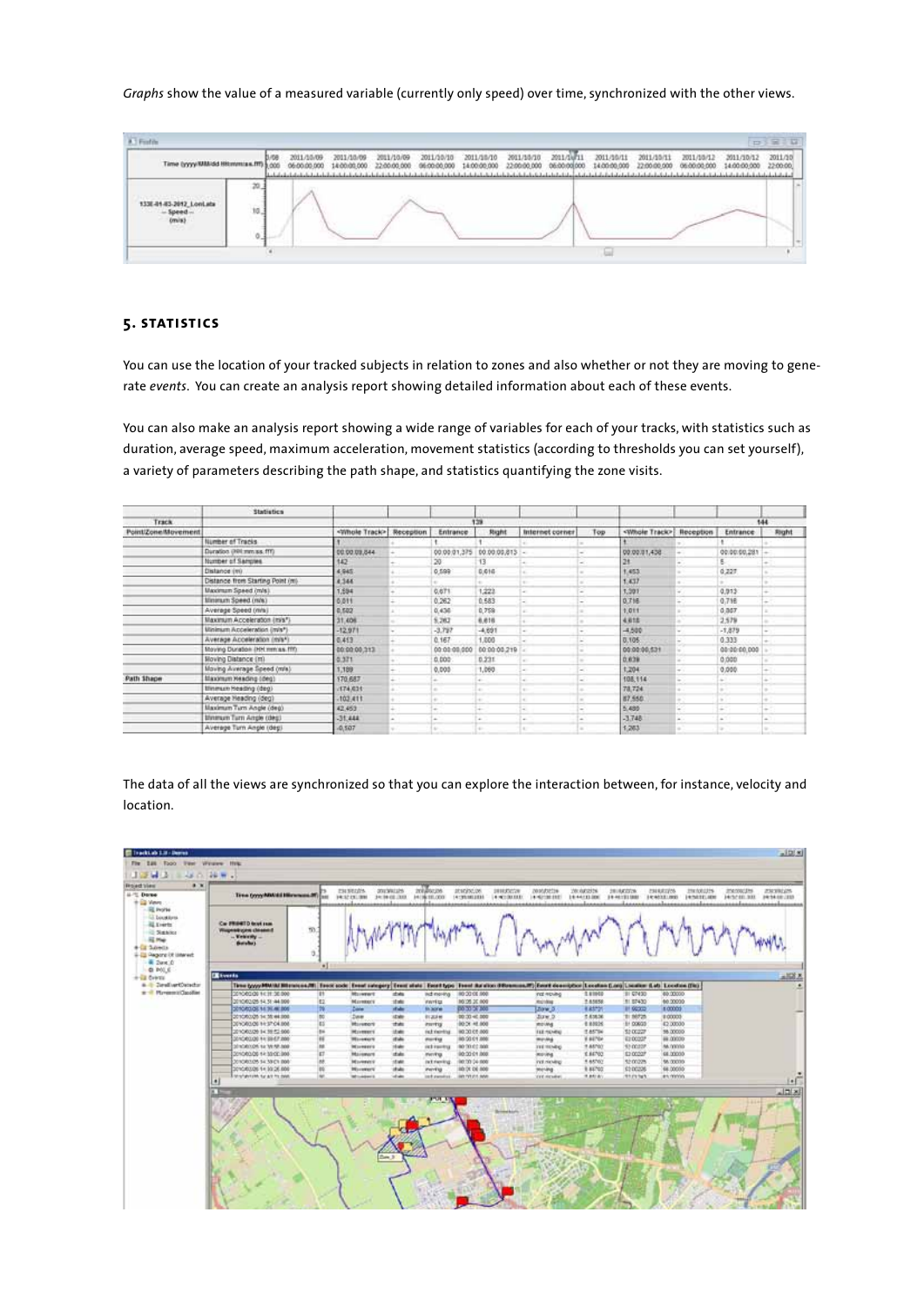*Graphs* show the value of a measured variable (currently only speed) over time, synchronized with the other views.

## 5. Statistics

You can use the location of your tracked subjects in relation to zones and also whether or not they are moving to generate *events*. You can create an analysis report showing detailed information about each of these events.

You can also make an analysis report showing a wide range of variables for each of your tracks, with statistics such as duration, average speed, maximum acceleration, movement statistics (according to thresholds you can set yourself), a variety of parameters describing the path shape, and statistics quantifying the zone visits.

| Track | Statistics | 139 | | | | | | 144 | | | |
|---|---|---|---|---|---|---|---|---|---|---|---|
| Point/Zone/Movement | | <Whole Track> | Reception | Entrance | Right | Internet corner | Top | <Whole Track> | Reception | Entrance | Right |
| | Number of Tracks | 1 | - | 1 | 1 | - | - | 1 | - | 1 | - |
| | Duration (HH:mm:ss.fff) | 00:00:09,844 | - | 00:00:01,375 | 00:00:00,813 | - | - | 00:00:01,438 | - | 00:00:00,281 | - |
| | Number of Samples | 142 | - | 20 | 13 | - | - | 21 | - | 5 | - |
| | Distance (m) | 4,946 | - | 0,599 | 0,616 | - | - | 1,453 | - | 0,227 | - |
| | Distance from Starting Point (m) | 4,344 | - | - | - | - | - | 1,437 | - | - | - |
| | Maximum Speed (m/s) | 1,594 | - | 0,671 | 1,223 | - | - | 1,391 | - | 0,913 | - |
| | Minimum Speed (m/s) | 0,011 | - | 0,262 | 0,583 | - | - | 0,716 | - | 0,716 | - |
| | Average Speed (m/s) | 0,502 | - | 0,436 | 0,758 | - | - | 1,011 | - | 0,807 | - |
| | Maximum Acceleration (m/s²) | 31,406 | - | 5,262 | 6,616 | - | - | 4,618 | - | 2,579 | - |
| | Minimum Acceleration (m/s²) | -12,971 | - | -3,797 | -4,691 | - | - | -4,500 | - | -1,879 | - |
| | Average Acceleration (m/s²) | 0,413 | - | 0,167 | 1,000 | - | - | 0,105 | - | 0,333 | - |
| | Moving Duration (HH:mm:ss.fff) | 00:00:00,313 | - | 00:00:00,000 | 00:00:00,219 | - | - | 00:00:00,531 | - | 00:00:00,000 | - |
| | Moving Distance (m) | 0,371 | - | 0,000 | 0,231 | - | - | 0,639 | - | 0,000 | - |
| | Moving Average Speed (m/s) | 1,189 | - | 0,000 | 1,060 | - | - | 1,204 | - | 0,000 | - |
| Path Shape | Maximum Heading (deg) | 170,687 | - | - | - | - | - | 108,114 | - | - | - |
| | Minimum Heading (deg) | -174,631 | - | - | - | - | - | 78,724 | - | - | - |
| | Average Heading (deg) | -102,411 | - | - | - | - | - | 87,550 | - | - | - |
| | Maximum Turn Angle (deg) | 42,453 | - | - | - | - | - | 5,490 | - | - | - |
| | Minimum Turn Angle (deg) | -31,444 | - | - | - | - | - | -3,748 | - | - | - |
| | Average Turn Angle (deg) | -0,507 | - | - | - | - | - | 1,263 | - | - | - |

The data of all the views are synchronized so that you can explore the interaction between, for instance, velocity and location.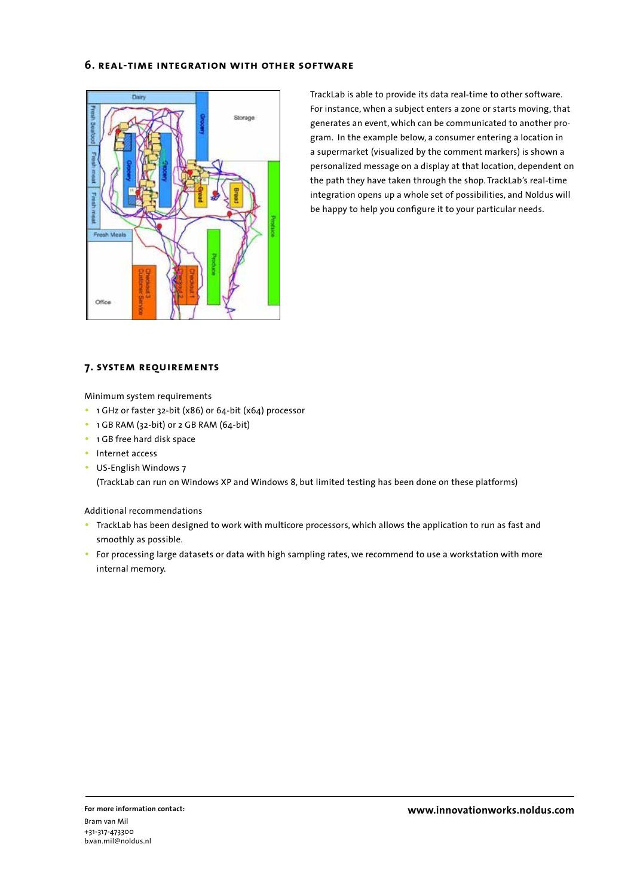## 6. Real-time integration with other software

Dairy

Storage

Fresh Seafood

Fresh meat

Fresh meat

Grocery

Grocery

Grocery

Bread

Bread

Produce

Fresh Meals

Produce

Office

Checkout 3 Customer Service

Checkout 2

Checkout 1

TrackLab is able to provide its data real-time to other software. For instance, when a subject enters a zone or starts moving, that generates an event, which can be communicated to another program. In the example below, a consumer entering a location in a supermarket (visualized by the comment markers) is shown a personalized message on a display at that location, dependent on the path they have taken through the shop. TrackLab's real-time integration opens up a whole set of possibilities, and Noldus will be happy to help you configure it to your particular needs.

## 7. System requirements

Minimum system requirements

- 1 GHz or faster 32-bit (x86) or 64-bit (x64) processor
- 1 GB RAM (32-bit) or 2 GB RAM (64-bit)
- 1 GB free hard disk space
- Internet access
- US-English Windows 7
  (TrackLab can run on Windows XP and Windows 8, but limited testing has been done on these platforms)

Additional recommendations

- TrackLab has been designed to work with multicore processors, which allows the application to run as fast and smoothly as possible.
- For processing large datasets or data with high sampling rates, we recommend to use a workstation with more internal memory.

**For more information contact:**
Bram van Mil
+31-317-473300
b.van.mil@noldus.nl

**www.innovationworks.noldus.com**